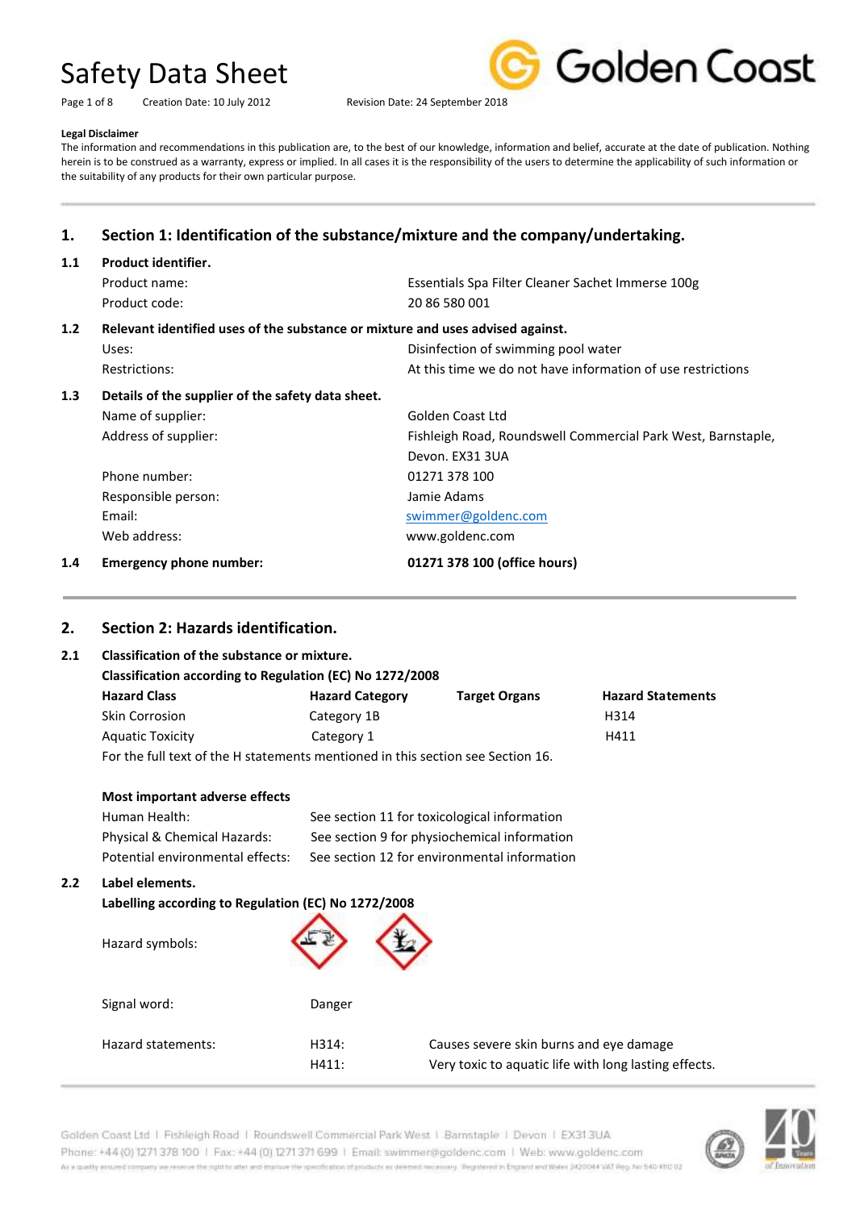# Safety Data Sheet

Creation Date: 10 July 2012    Revision Date: 24 September 2018

**Legal Disclaimer**

The information and recommendations in this publication are, to the best of our knowledge, information and belief, accurate at the date of publication. Nothing herein is to be construed as a warranty, express or implied. In all cases it is the responsibility of the users to determine the applicability of such information or the suitability of any products for their own particular purpose.

## 1. Section 1: Identification of the substance/mixture and the company/undertaking.

### 1.1 Product identifier.

| | |
|---|---|
| Product name: | Essentials Spa Filter Cleaner Sachet Immerse 100g |
| Product code: | 20 86 580 001 |

### 1.2 Relevant identified uses of the substance or mixture and uses advised against.

| | |
|---|---|
| Uses: | Disinfection of swimming pool water |
| Restrictions: | At this time we do not have information of use restrictions |

### 1.3 Details of the supplier of the safety data sheet.

| | |
|---|---|
| Name of supplier: | Golden Coast Ltd |
| Address of supplier: | Fishleigh Road, Roundswell Commercial Park West, Barnstaple, Devon. EX31 3UA |
| Phone number: | 01271 378 100 |
| Responsible person: | Jamie Adams |
| Email: | swimmer@goldenc.com |
| Web address: | www.goldenc.com |

### 1.4 Emergency phone number: **01271 378 100 (office hours)**

## 2. Section 2: Hazards identification.

### 2.1 Classification of the substance or mixture.

**Classification according to Regulation (EC) No 1272/2008**

| Hazard Class | Hazard Category | Target Organs | Hazard Statements |
|---|---|---|---|
| Skin Corrosion | Category 1B | | H314 |
| Aquatic Toxicity | Category 1 | | H411 |

For the full text of the H statements mentioned in this section see Section 16.

**Most important adverse effects**

| | |
|---|---|
| Human Health: | See section 11 for toxicological information |
| Physical & Chemical Hazards: | See section 9 for physiochemical information |
| Potential environmental effects: | See section 12 for environmental information |

### 2.2 Label elements.

**Labelling according to Regulation (EC) No 1272/2008**

Hazard symbols:

Signal word: Danger

| Hazard statements: | | |
|---|---|---|
| | H314: | Causes severe skin burns and eye damage |
| | H411: | Very toxic to aquatic life with long lasting effects. |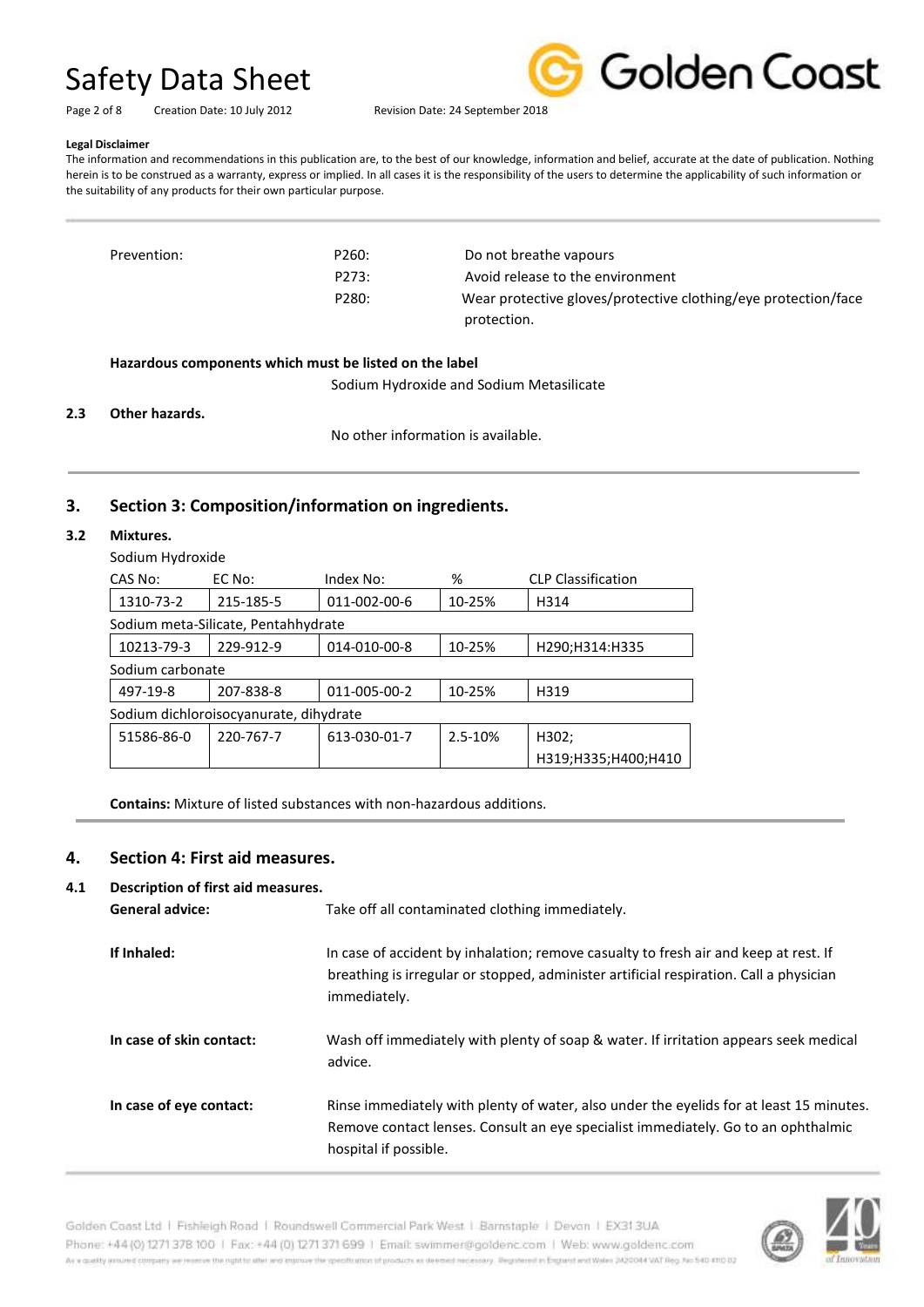**Legal Disclaimer**

The information and recommendations in this publication are, to the best of our knowledge, information and belief, accurate at the date of publication. Nothing herein is to be construed as a warranty, express or implied. In all cases it is the responsibility of the users to determine the applicability of such information or the suitability of any products for their own particular purpose.

| | | |
|---|---|---|
| Prevention: | P260: | Do not breathe vapours |
| | P273: | Avoid release to the environment |
| | P280: | Wear protective gloves/protective clothing/eye protection/face protection. |

**Hazardous components which must be listed on the label**

Sodium Hydroxide and Sodium Metasilicate

**2.3 Other hazards.**

No other information is available.

## 3. Section 3: Composition/information on ingredients.

### 3.2 Mixtures.

| CAS No: | EC No: | Index No: | % | CLP Classification |
|---|---|---|---|---|
| **Sodium Hydroxide** | | | | |
| 1310-73-2 | 215-185-5 | 011-002-00-6 | 10-25% | H314 |
| **Sodium meta-Silicate, Pentahhydrate** | | | | |
| 10213-79-3 | 229-912-9 | 014-010-00-8 | 10-25% | H290;H314:H335 |
| **Sodium carbonate** | | | | |
| 497-19-8 | 207-838-8 | 011-005-00-2 | 10-25% | H319 |
| **Sodium dichloroisocyanurate, dihydrate** | | | | |
| 51586-86-0 | 220-767-7 | 613-030-01-7 | 2.5-10% | H302; H319;H335;H400;H410 |

**Contains:** Mixture of listed substances with non-hazardous additions.

## 4. Section 4: First aid measures.

### 4.1 Description of first aid measures.

**General advice:** Take off all contaminated clothing immediately.

**If Inhaled:** In case of accident by inhalation; remove casualty to fresh air and keep at rest. If breathing is irregular or stopped, administer artificial respiration. Call a physician immediately.

**In case of skin contact:** Wash off immediately with plenty of soap & water. If irritation appears seek medical advice.

**In case of eye contact:** Rinse immediately with plenty of water, also under the eyelids for at least 15 minutes. Remove contact lenses. Consult an eye specialist immediately. Go to an ophthalmic hospital if possible.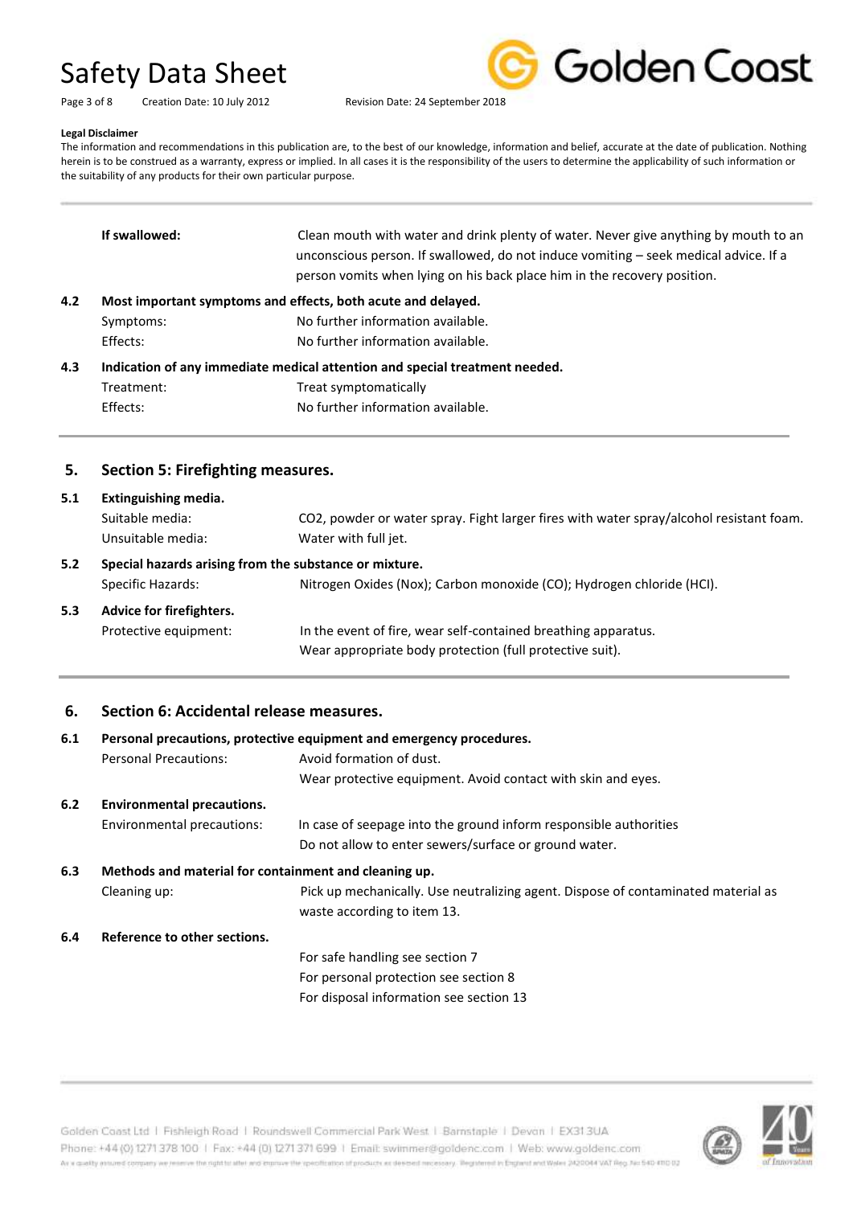**Legal Disclaimer**

The information and recommendations in this publication are, to the best of our knowledge, information and belief, accurate at the date of publication. Nothing herein is to be construed as a warranty, express or implied. In all cases it is the responsibility of the users to determine the applicability of such information or the suitability of any products for their own particular purpose.

| | | |
|---|---|---|
| | **If swallowed:** | Clean mouth with water and drink plenty of water. Never give anything by mouth to an unconscious person. If swallowed, do not induce vomiting – seek medical advice. If a person vomits when lying on his back place him in the recovery position. |
| **4.2** | **Most important symptoms and effects, both acute and delayed.** | |
| | Symptoms: | No further information available. |
| | Effects: | No further information available. |
| **4.3** | **Indication of any immediate medical attention and special treatment needed.** | |
| | Treatment: | Treat symptomatically |
| | Effects: | No further information available. |

## 5. Section 5: Firefighting measures.

| | | |
|---|---|---|
| **5.1** | **Extinguishing media.** | |
| | Suitable media: | $CO_2$, powder or water spray. Fight larger fires with water spray/alcohol resistant foam. |
| | Unsuitable media: | Water with full jet. |
| **5.2** | **Special hazards arising from the substance or mixture.** | |
| | Specific Hazards: | Nitrogen Oxides (Nox); Carbon monoxide (CO); Hydrogen chloride (HCl). |
| **5.3** | **Advice for firefighters.** | |
| | Protective equipment: | In the event of fire, wear self-contained breathing apparatus.<br>Wear appropriate body protection (full protective suit). |

## 6. Section 6: Accidental release measures.

| | | |
|---|---|---|
| **6.1** | **Personal precautions, protective equipment and emergency procedures.** | |
| | Personal Precautions: | Avoid formation of dust.<br>Wear protective equipment. Avoid contact with skin and eyes. |
| **6.2** | **Environmental precautions.** | |
| | Environmental precautions: | In case of seepage into the ground inform responsible authorities<br>Do not allow to enter sewers/surface or ground water. |
| **6.3** | **Methods and material for containment and cleaning up.** | |
| | Cleaning up: | Pick up mechanically. Use neutralizing agent. Dispose of contaminated material as waste according to item 13. |
| **6.4** | **Reference to other sections.** | |
| | | For safe handling see section 7<br>For personal protection see section 8<br>For disposal information see section 13 |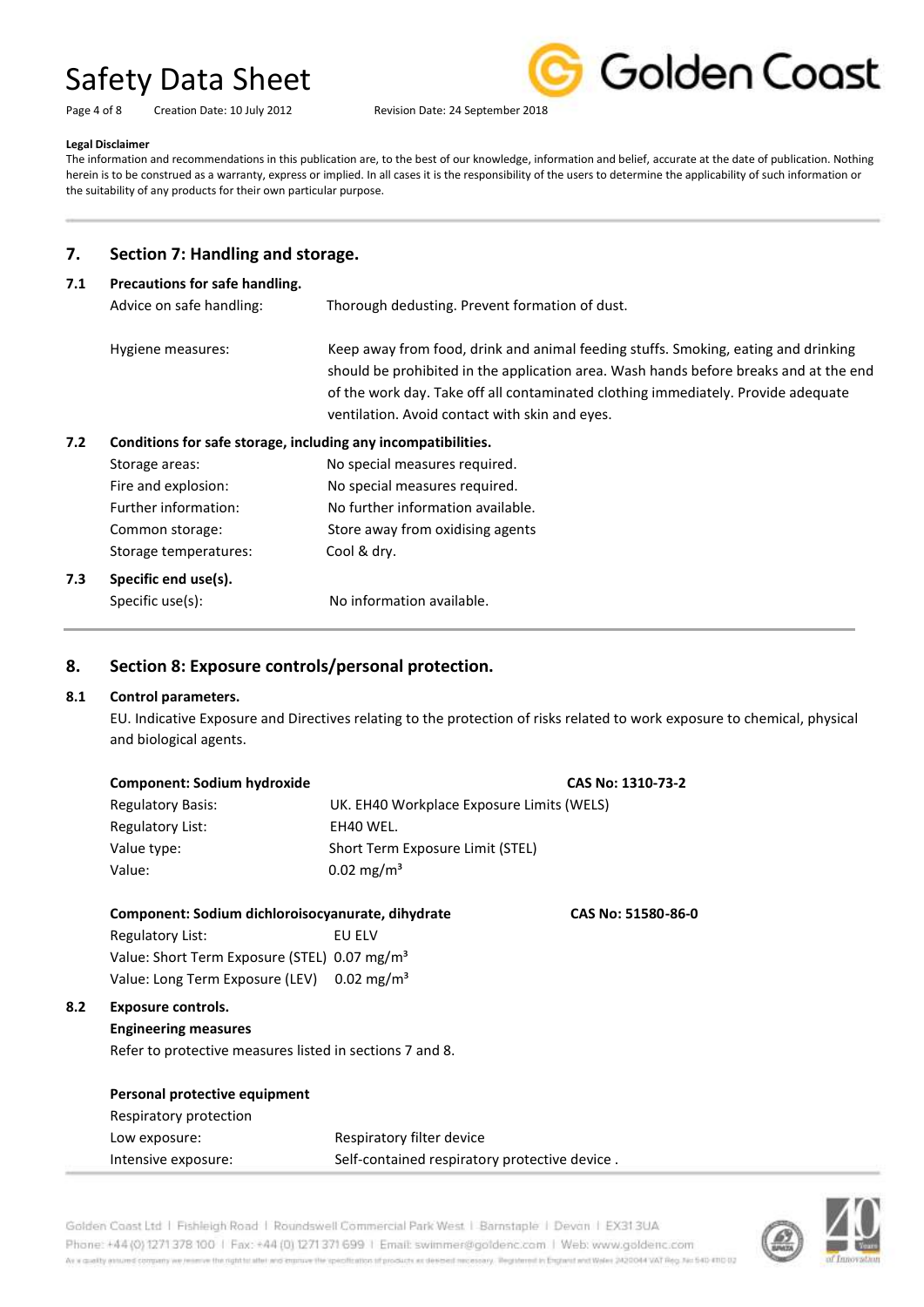**Legal Disclaimer**

The information and recommendations in this publication are, to the best of our knowledge, information and belief, accurate at the date of publication. Nothing herein is to be construed as a warranty, express or implied. In all cases it is the responsibility of the users to determine the applicability of such information or the suitability of any products for their own particular purpose.

## 7. Section 7: Handling and storage.

### 7.1 Precautions for safe handling.

| | |
|---|---|
| Advice on safe handling: | Thorough dedusting. Prevent formation of dust. |
| Hygiene measures: | Keep away from food, drink and animal feeding stuffs. Smoking, eating and drinking should be prohibited in the application area. Wash hands before breaks and at the end of the work day. Take off all contaminated clothing immediately. Provide adequate ventilation. Avoid contact with skin and eyes. |

### 7.2 Conditions for safe storage, including any incompatibilities.

| | |
|---|---|
| Storage areas: | No special measures required. |
| Fire and explosion: | No special measures required. |
| Further information: | No further information available. |
| Common storage: | Store away from oxidising agents |
| Storage temperatures: | Cool & dry. |

### 7.3 Specific end use(s).

| | |
|---|---|
| Specific use(s): | No information available. |

## 8. Section 8: Exposure controls/personal protection.

### 8.1 Control parameters.

EU. Indicative Exposure and Directives relating to the protection of risks related to work exposure to chemical, physical and biological agents.

**Component: Sodium hydroxide** **CAS No: 1310-73-2**

| | |
|---|---|
| Regulatory Basis: | UK. EH40 Workplace Exposure Limits (WELS) |
| Regulatory List: | EH40 WEL. |
| Value type: | Short Term Exposure Limit (STEL) |
| Value: | 0.02 mg/m³ |

**Component: Sodium dichloroisocyanurate, dihydrate** **CAS No: 51580-86-0**

| | |
|---|---|
| Regulatory List: | EU ELV |
| Value: Short Term Exposure (STEL) | 0.07 mg/m³ |
| Value: Long Term Exposure (LEV) | 0.02 mg/m³ |

### 8.2 Exposure controls.

**Engineering measures**

Refer to protective measures listed in sections 7 and 8.

**Personal protective equipment**

Respiratory protection

| | |
|---|---|
| Low exposure: | Respiratory filter device |
| Intensive exposure: | Self-contained respiratory protective device . |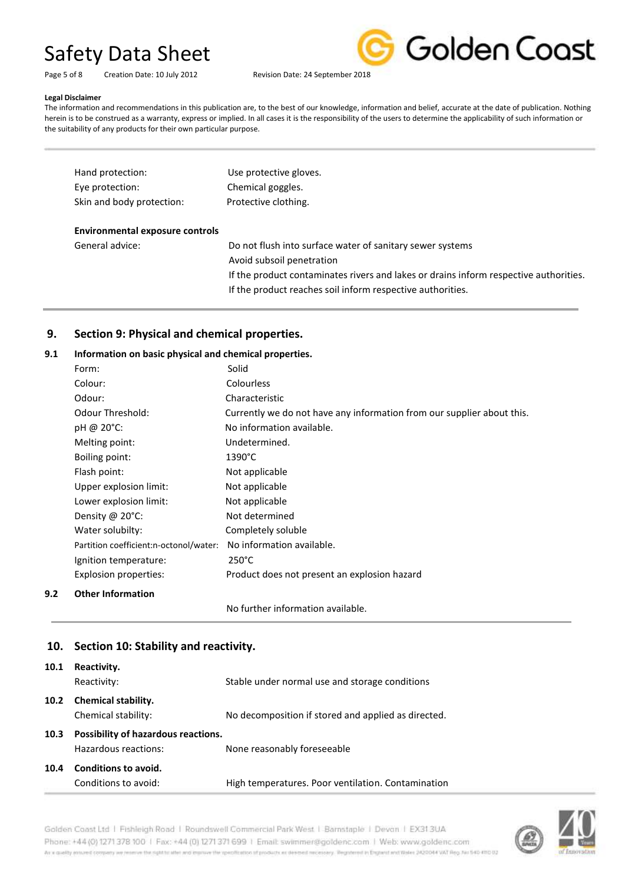**Legal Disclaimer**

The information and recommendations in this publication are, to the best of our knowledge, information and belief, accurate at the date of publication. Nothing herein is to be construed as a warranty, express or implied. In all cases it is the responsibility of the users to determine the applicability of such information or the suitability of any products for their own particular purpose.

| | |
|---|---|
| Hand protection: | Use protective gloves. |
| Eye protection: | Chemical goggles. |
| Skin and body protection: | Protective clothing. |

**Environmental exposure controls**

| | |
|---|---|
| General advice: | Do not flush into surface water of sanitary sewer systems<br>Avoid subsoil penetration<br>If the product contaminates rivers and lakes or drains inform respective authorities.<br>If the product reaches soil inform respective authorities. |

## 9. Section 9: Physical and chemical properties.

### 9.1 Information on basic physical and chemical properties.

| | |
|---|---|
| Form: | Solid |
| Colour: | Colourless |
| Odour: | Characteristic |
| Odour Threshold: | Currently we do not have any information from our supplier about this. |
| pH @ 20°C: | No information available. |
| Melting point: | Undetermined. |
| Boiling point: | 1390°C |
| Flash point: | Not applicable |
| Upper explosion limit: | Not applicable |
| Lower explosion limit: | Not applicable |
| Density @ 20°C: | Not determined |
| Water solubilty: | Completely soluble |
| Partition coefficient:n-octonol/water: | No information available. |
| Ignition temperature: | 250°C |
| Explosion properties: | Product does not present an explosion hazard |

### 9.2 Other Information

No further information available.

## 10. Section 10: Stability and reactivity.

### 10.1 Reactivity.

| | |
|---|---|
| Reactivity: | Stable under normal use and storage conditions |

### 10.2 Chemical stability.

| | |
|---|---|
| Chemical stability: | No decomposition if stored and applied as directed. |

### 10.3 Possibility of hazardous reactions.

| | |
|---|---|
| Hazardous reactions: | None reasonably foreseeable |

### 10.4 Conditions to avoid.

| | |
|---|---|
| Conditions to avoid: | High temperatures. Poor ventilation. Contamination |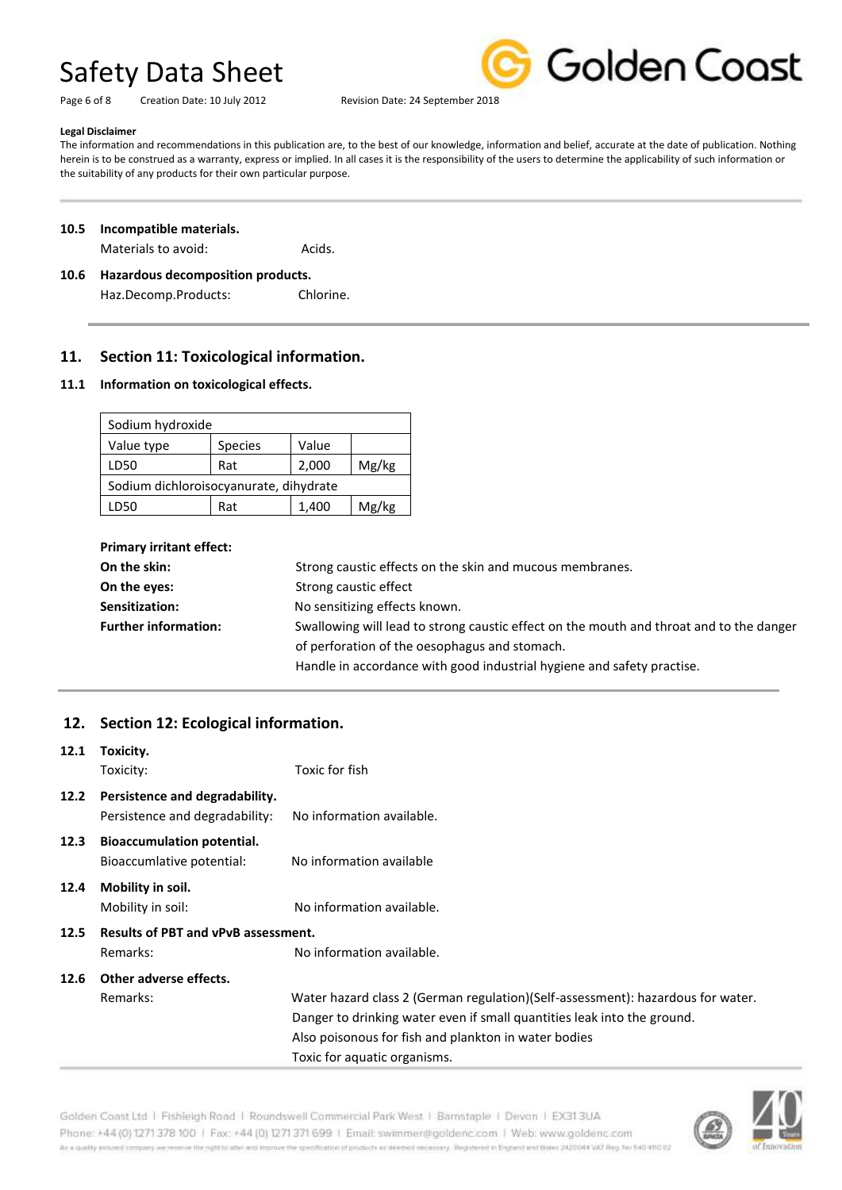**Legal Disclaimer**

The information and recommendations in this publication are, to the best of our knowledge, information and belief, accurate at the date of publication. Nothing herein is to be construed as a warranty, express or implied. In all cases it is the responsibility of the users to determine the applicability of such information or the suitability of any products for their own particular purpose.

**10.5 Incompatible materials.**

Materials to avoid: Acids.

**10.6 Hazardous decomposition products.**

Haz.Decomp.Products: Chlorine.

## 11. Section 11: Toxicological information.

### 11.1 Information on toxicological effects.

| Sodium hydroxide | | | |
|---|---|---|---|
| Value type | Species | Value | |
| LD50 | Rat | 2,000 | Mg/kg |
| Sodium dichloroisocyanurate, dihydrate | | | |
| LD50 | Rat | 1,400 | Mg/kg |

**Primary irritant effect:**

**On the skin:** Strong caustic effects on the skin and mucous membranes.

**On the eyes:** Strong caustic effect

**Sensitization:** No sensitizing effects known.

**Further information:** Swallowing will lead to strong caustic effect on the mouth and throat and to the danger of perforation of the oesophagus and stomach.

Handle in accordance with good industrial hygiene and safety practise.

## 12. Section 12: Ecological information.

**12.1 Toxicity.**

Toxicity: Toxic for fish

**12.2 Persistence and degradability.**

Persistence and degradability: No information available.

**12.3 Bioaccumulation potential.**

Bioaccumlative potential: No information available

**12.4 Mobility in soil.**

Mobility in soil: No information available.

**12.5 Results of PBT and vPvB assessment.**

Remarks: No information available.

**12.6 Other adverse effects.**

Remarks: Water hazard class 2 (German regulation)(Self-assessment): hazardous for water.
Danger to drinking water even if small quantities leak into the ground.
Also poisonous for fish and plankton in water bodies
Toxic for aquatic organisms.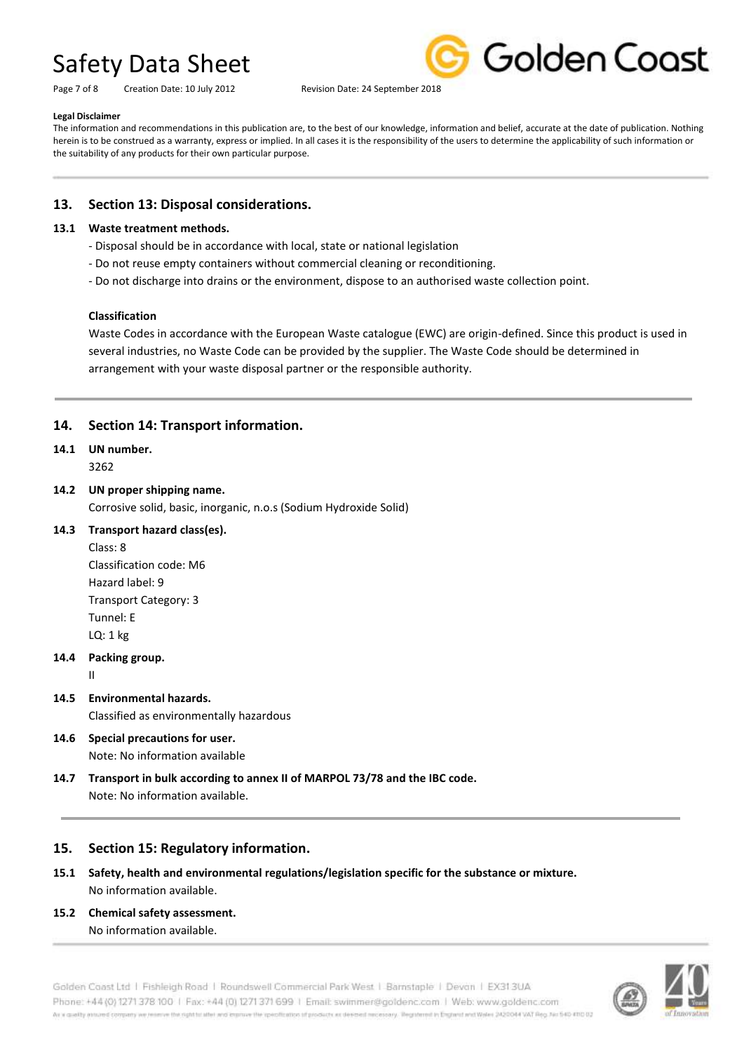**Legal Disclaimer**

The information and recommendations in this publication are, to the best of our knowledge, information and belief, accurate at the date of publication. Nothing herein is to be construed as a warranty, express or implied. In all cases it is the responsibility of the users to determine the applicability of such information or the suitability of any products for their own particular purpose.

## 13. Section 13: Disposal considerations.

### 13.1 Waste treatment methods.

- Disposal should be in accordance with local, state or national legislation
- Do not reuse empty containers without commercial cleaning or reconditioning.
- Do not discharge into drains or the environment, dispose to an authorised waste collection point.

**Classification**

Waste Codes in accordance with the European Waste catalogue (EWC) are origin-defined. Since this product is used in several industries, no Waste Code can be provided by the supplier. The Waste Code should be determined in arrangement with your waste disposal partner or the responsible authority.

## 14. Section 14: Transport information.

### 14.1 UN number.

3262

### 14.2 UN proper shipping name.

Corrosive solid, basic, inorganic, n.o.s (Sodium Hydroxide Solid)

### 14.3 Transport hazard class(es).

Class: 8
Classification code: M6
Hazard label: 9
Transport Category: 3
Tunnel: E
LQ: 1 kg

### 14.4 Packing group.

II

### 14.5 Environmental hazards.

Classified as environmentally hazardous

### 14.6 Special precautions for user.

Note: No information available

### 14.7 Transport in bulk according to annex II of MARPOL 73/78 and the IBC code.

Note: No information available.

## 15. Section 15: Regulatory information.

### 15.1 Safety, health and environmental regulations/legislation specific for the substance or mixture.

No information available.

### 15.2 Chemical safety assessment.

No information available.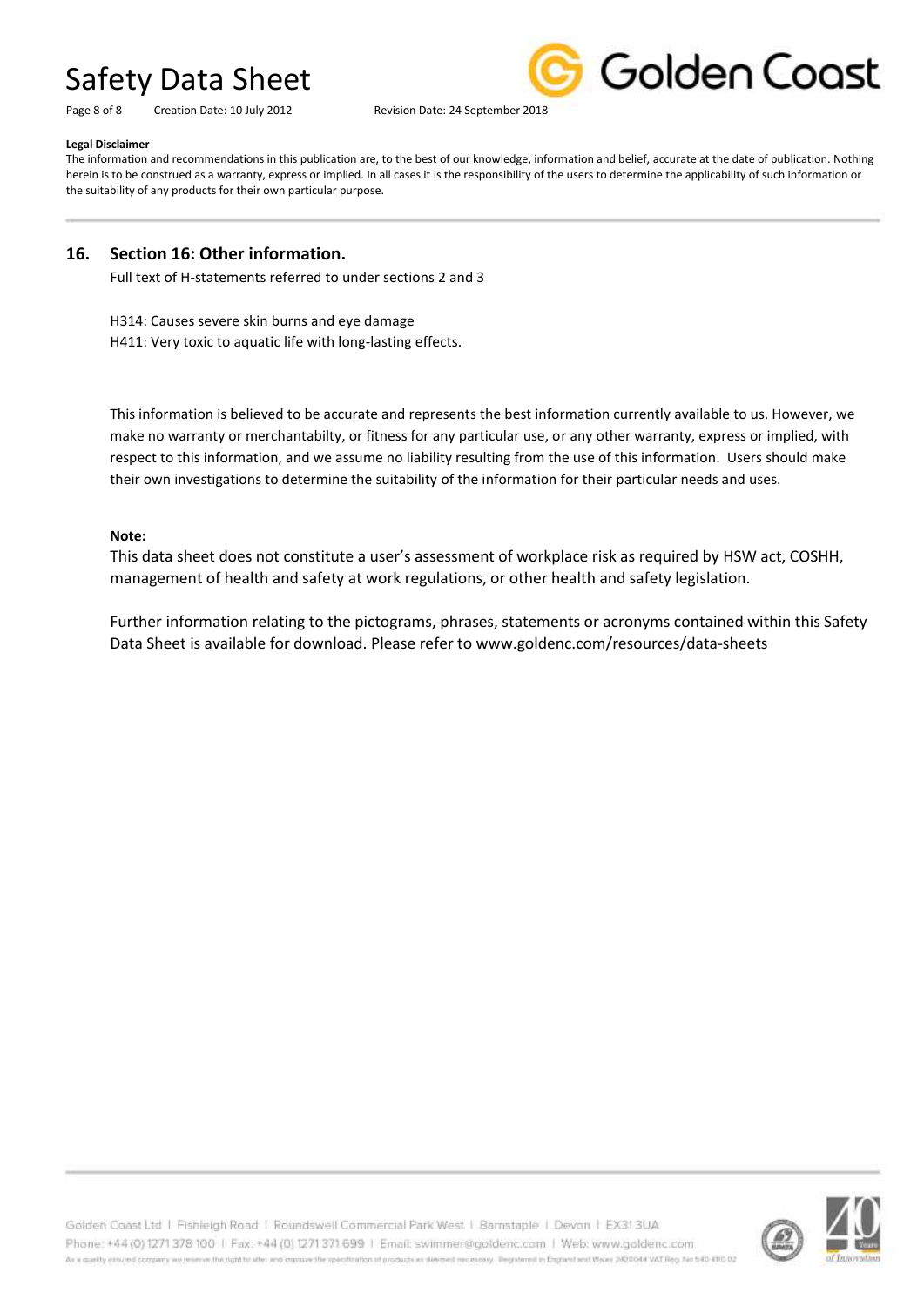**Legal Disclaimer**

The information and recommendations in this publication are, to the best of our knowledge, information and belief, accurate at the date of publication. Nothing herein is to be construed as a warranty, express or implied. In all cases it is the responsibility of the users to determine the applicability of such information or the suitability of any products for their own particular purpose.

## 16. Section 16: Other information.

Full text of H-statements referred to under sections 2 and 3

H314: Causes severe skin burns and eye damage
H411: Very toxic to aquatic life with long-lasting effects.

This information is believed to be accurate and represents the best information currently available to us. However, we make no warranty or merchantabilty, or fitness for any particular use, or any other warranty, express or implied, with respect to this information, and we assume no liability resulting from the use of this information. Users should make their own investigations to determine the suitability of the information for their particular needs and uses.

**Note:**

This data sheet does not constitute a user's assessment of workplace risk as required by HSW act, COSHH, management of health and safety at work regulations, or other health and safety legislation.

Further information relating to the pictograms, phrases, statements or acronyms contained within this Safety Data Sheet is available for download. Please refer to www.goldenc.com/resources/data-sheets